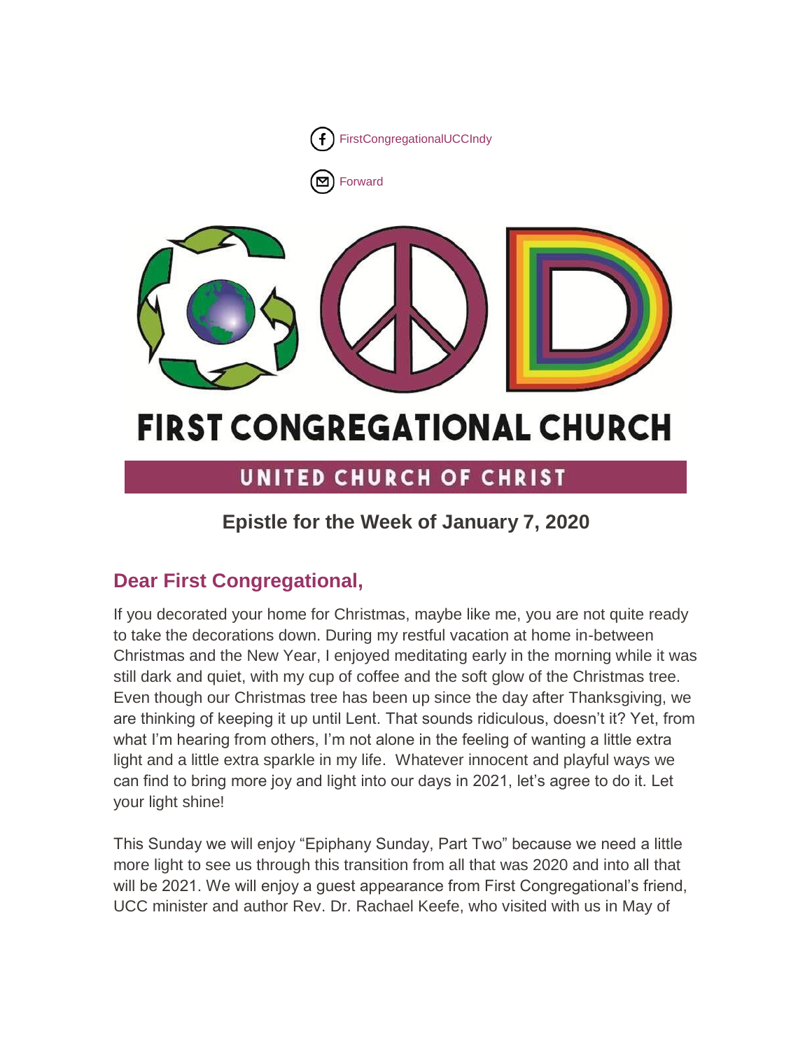FirstCongregationalUCCIndy

Forward

# FIRST CONGREGATIONAL CHURCH

UNITED CHURCH OF CHRIST

## Epistle for the Week of January 7, 2020

## Dear First Congregational,

If you decorated your home for Christmas, maybe like me, you are not quite ready to take the decorations down. During my restful vacation at home in-between Christmas and the New Year, I enjoyed meditating early in the morning while it was still dark and quiet, with my cup of coffee and the soft glow of the Christmas tree. Even though our Christmas tree has been up since the day after Thanksgiving, we are thinking of keeping it up until Lent. That sounds ridiculous, doesn't it? Yet, from what I'm hearing from others, I'm not alone in the feeling of wanting a little extra light and a little extra sparkle in my life. Whatever innocent and playful ways we can find to bring more joy and light into our days in 2021, let's agree to do it. Let your light shine!

This Sunday we will enjoy "Epiphany Sunday, Part Two" because we need a little more light to see us through this transition from all that was 2020 and into all that will be 2021. We will enjoy a guest appearance from First Congregational's friend, UCC minister and author Rev. Dr. Rachael Keefe, who visited with us in May of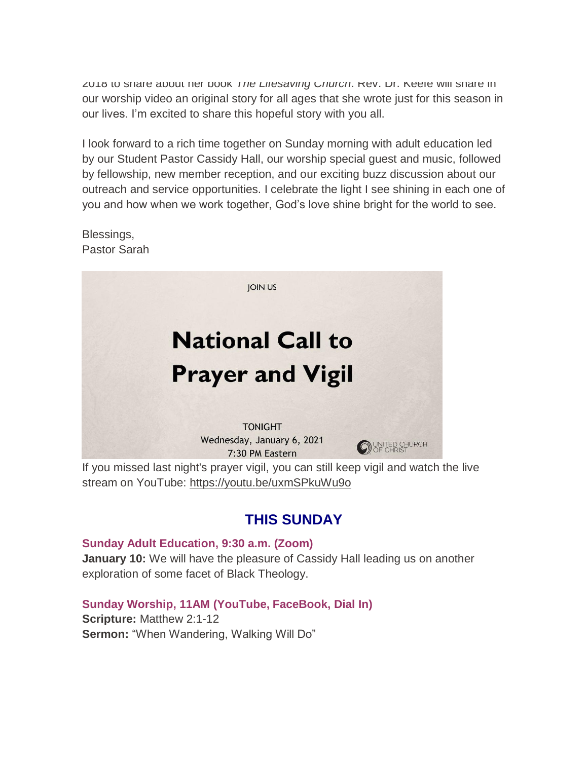2018 to share about her book *The Lifesaving Church*. Rev. Dr. Keefe will share in our worship video an original story for all ages that she wrote just for this season in our lives. I'm excited to share this hopeful story with you all.

I look forward to a rich time together on Sunday morning with adult education led by our Student Pastor Cassidy Hall, our worship special guest and music, followed by fellowship, new member reception, and our exciting buzz discussion about our outreach and service opportunities. I celebrate the light I see shining in each one of you and how when we work together, God's love shine bright for the world to see.

Blessings,
Pastor Sarah

JOIN US

# National Call to Prayer and Vigil

TONIGHT
Wednesday, January 6, 2021
7:30 PM Eastern

UNITED CHURCH OF CHRIST

If you missed last night's prayer vigil, you can still keep vigil and watch the live stream on YouTube: https://youtu.be/uxmSPkuWu9o

## THIS SUNDAY

### Sunday Adult Education, 9:30 a.m. (Zoom)

**January 10:** We will have the pleasure of Cassidy Hall leading us on another exploration of some facet of Black Theology.

### Sunday Worship, 11AM (YouTube, FaceBook, Dial In)

**Scripture:** Matthew 2:1-12
**Sermon:** "When Wandering, Walking Will Do"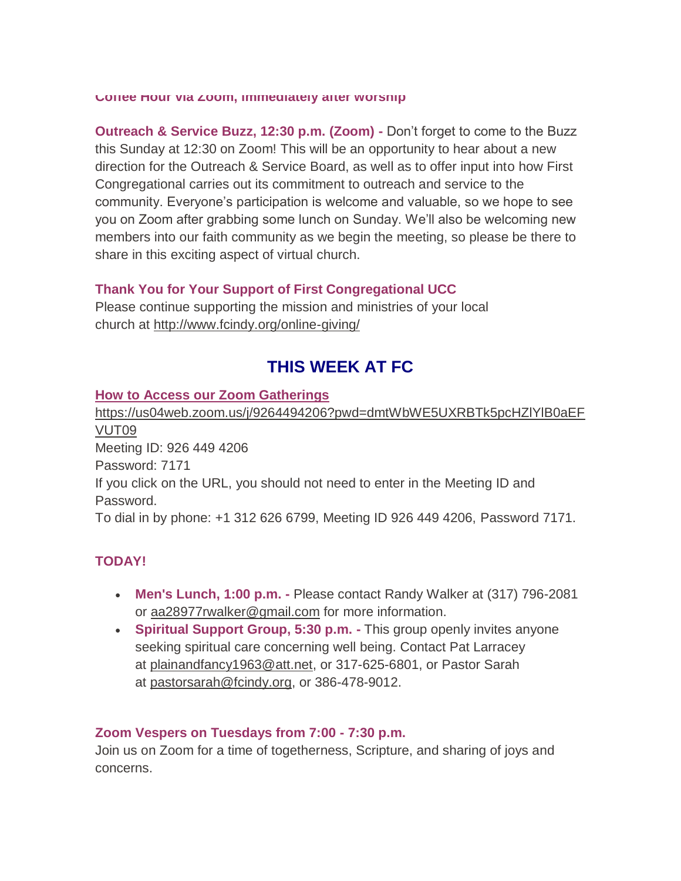**Coffee Hour via Zoom, immediately after worship**

**Outreach & Service Buzz, 12:30 p.m. (Zoom) -** Don't forget to come to the Buzz this Sunday at 12:30 on Zoom! This will be an opportunity to hear about a new direction for the Outreach & Service Board, as well as to offer input into how First Congregational carries out its commitment to outreach and service to the community. Everyone's participation is welcome and valuable, so we hope to see you on Zoom after grabbing some lunch on Sunday. We'll also be welcoming new members into our faith community as we begin the meeting, so please be there to share in this exciting aspect of virtual church.

**Thank You for Your Support of First Congregational UCC**
Please continue supporting the mission and ministries of your local church at http://www.fcindy.org/online-giving/

## THIS WEEK AT FC

**How to Access our Zoom Gatherings**
https://us04web.zoom.us/j/9264494206?pwd=dmtWbWE5UXRBTk5pcHZlYlB0aEFVUT09
Meeting ID: 926 449 4206
Password: 7171
If you click on the URL, you should not need to enter in the Meeting ID and Password.
To dial in by phone: +1 312 626 6799, Meeting ID 926 449 4206, Password 7171.

**TODAY!**

- **Men's Lunch, 1:00 p.m. -** Please contact Randy Walker at (317) 796-2081 or aa28977rwalker@gmail.com for more information.
- **Spiritual Support Group, 5:30 p.m. -** This group openly invites anyone seeking spiritual care concerning well being. Contact Pat Larracey at plainandfancy1963@att.net, or 317-625-6801, or Pastor Sarah at pastorsarah@fcindy.org, or 386-478-9012.

**Zoom Vespers on Tuesdays from 7:00 - 7:30 p.m.**
Join us on Zoom for a time of togetherness, Scripture, and sharing of joys and concerns.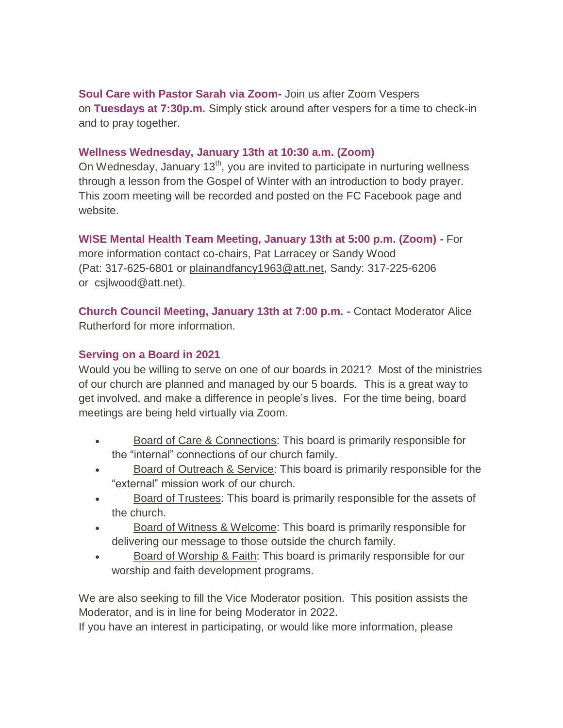**Soul Care with Pastor Sarah via Zoom-** Join us after Zoom Vespers on **Tuesdays at 7:30p.m.** Simply stick around after vespers for a time to check-in and to pray together.

**Wellness Wednesday, January 13th at 10:30 a.m. (Zoom)**

On Wednesday, January 13th, you are invited to participate in nurturing wellness through a lesson from the Gospel of Winter with an introduction to body prayer. This zoom meeting will be recorded and posted on the FC Facebook page and website.

**WISE Mental Health Team Meeting, January 13th at 5:00 p.m. (Zoom) -** For more information contact co-chairs, Pat Larracey or Sandy Wood (Pat: 317-625-6801 or plainandfancy1963@att.net, Sandy: 317-225-6206 or csjlwood@att.net).

**Church Council Meeting, January 13th at 7:00 p.m. -** Contact Moderator Alice Rutherford for more information.

**Serving on a Board in 2021**

Would you be willing to serve on one of our boards in 2021? Most of the ministries of our church are planned and managed by our 5 boards. This is a great way to get involved, and make a difference in people's lives. For the time being, board meetings are being held virtually via Zoom.

- Board of Care & Connections: This board is primarily responsible for the "internal" connections of our church family.
- Board of Outreach & Service: This board is primarily responsible for the "external" mission work of our church.
- Board of Trustees: This board is primarily responsible for the assets of the church.
- Board of Witness & Welcome: This board is primarily responsible for delivering our message to those outside the church family.
- Board of Worship & Faith: This board is primarily responsible for our worship and faith development programs.

We are also seeking to fill the Vice Moderator position. This position assists the Moderator, and is in line for being Moderator in 2022.

If you have an interest in participating, or would like more information, please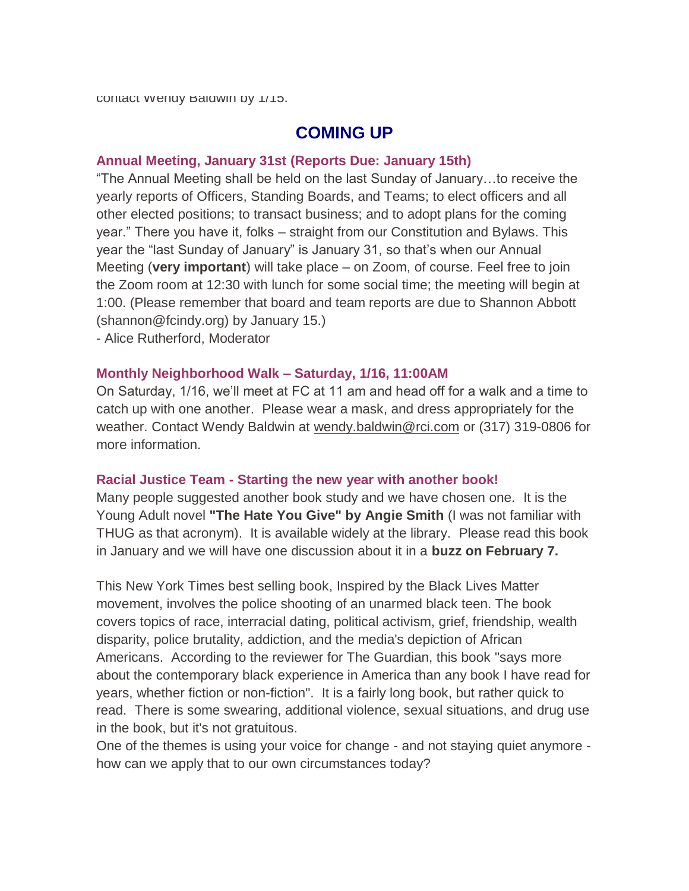contact Wendy Baldwin by 1/15.

## COMING UP

### Annual Meeting, January 31st (Reports Due: January 15th)

"The Annual Meeting shall be held on the last Sunday of January…to receive the yearly reports of Officers, Standing Boards, and Teams; to elect officers and all other elected positions; to transact business; and to adopt plans for the coming year." There you have it, folks – straight from our Constitution and Bylaws. This year the "last Sunday of January" is January 31, so that's when our Annual Meeting (**very important**) will take place – on Zoom, of course. Feel free to join the Zoom room at 12:30 with lunch for some social time; the meeting will begin at 1:00. (Please remember that board and team reports are due to Shannon Abbott (shannon@fcindy.org) by January 15.)

- Alice Rutherford, Moderator

### Monthly Neighborhood Walk – Saturday, 1/16, 11:00AM

On Saturday, 1/16, we'll meet at FC at 11 am and head off for a walk and a time to catch up with one another. Please wear a mask, and dress appropriately for the weather. Contact Wendy Baldwin at wendy.baldwin@rci.com or (317) 319-0806 for more information.

### Racial Justice Team - Starting the new year with another book!

Many people suggested another book study and we have chosen one. It is the Young Adult novel **"The Hate You Give" by Angie Smith** (I was not familiar with THUG as that acronym). It is available widely at the library. Please read this book in January and we will have one discussion about it in a **buzz on February 7.**

This New York Times best selling book, Inspired by the Black Lives Matter movement, involves the police shooting of an unarmed black teen. The book covers topics of race, interracial dating, political activism, grief, friendship, wealth disparity, police brutality, addiction, and the media's depiction of African Americans. According to the reviewer for The Guardian, this book "says more about the contemporary black experience in America than any book I have read for years, whether fiction or non-fiction". It is a fairly long book, but rather quick to read. There is some swearing, additional violence, sexual situations, and drug use in the book, but it's not gratuitous.

One of the themes is using your voice for change - and not staying quiet anymore - how can we apply that to our own circumstances today?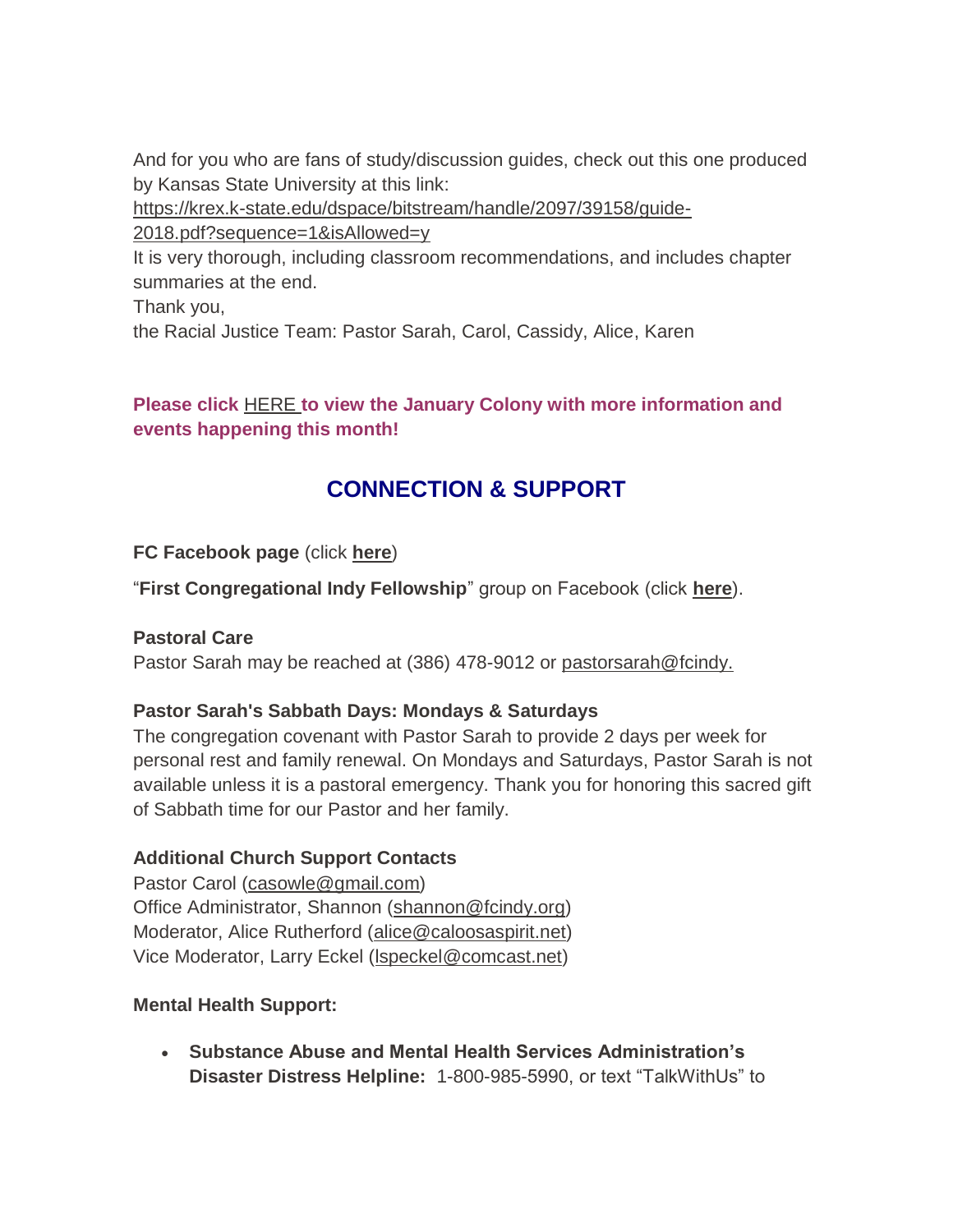And for you who are fans of study/discussion guides, check out this one produced by Kansas State University at this link:
https://krex.k-state.edu/dspace/bitstream/handle/2097/39158/guide-2018.pdf?sequence=1&isAllowed=y
It is very thorough, including classroom recommendations, and includes chapter summaries at the end.
Thank you,
the Racial Justice Team: Pastor Sarah, Carol, Cassidy, Alice, Karen

**Please click HERE to view the January Colony with more information and events happening this month!**

## CONNECTION & SUPPORT

**FC Facebook page** (click **here**)

"**First Congregational Indy Fellowship**" group on Facebook (click **here**).

**Pastoral Care**
Pastor Sarah may be reached at (386) 478-9012 or pastorsarah@fcindy.

**Pastor Sarah's Sabbath Days: Mondays & Saturdays**
The congregation covenant with Pastor Sarah to provide 2 days per week for personal rest and family renewal. On Mondays and Saturdays, Pastor Sarah is not available unless it is a pastoral emergency. Thank you for honoring this sacred gift of Sabbath time for our Pastor and her family.

**Additional Church Support Contacts**
Pastor Carol (casowle@gmail.com)
Office Administrator, Shannon (shannon@fcindy.org)
Moderator, Alice Rutherford (alice@caloosaspirit.net)
Vice Moderator, Larry Eckel (lspeckel@comcast.net)

**Mental Health Support:**

- **Substance Abuse and Mental Health Services Administration's Disaster Distress Helpline:** 1-800-985-5990, or text "TalkWithUs" to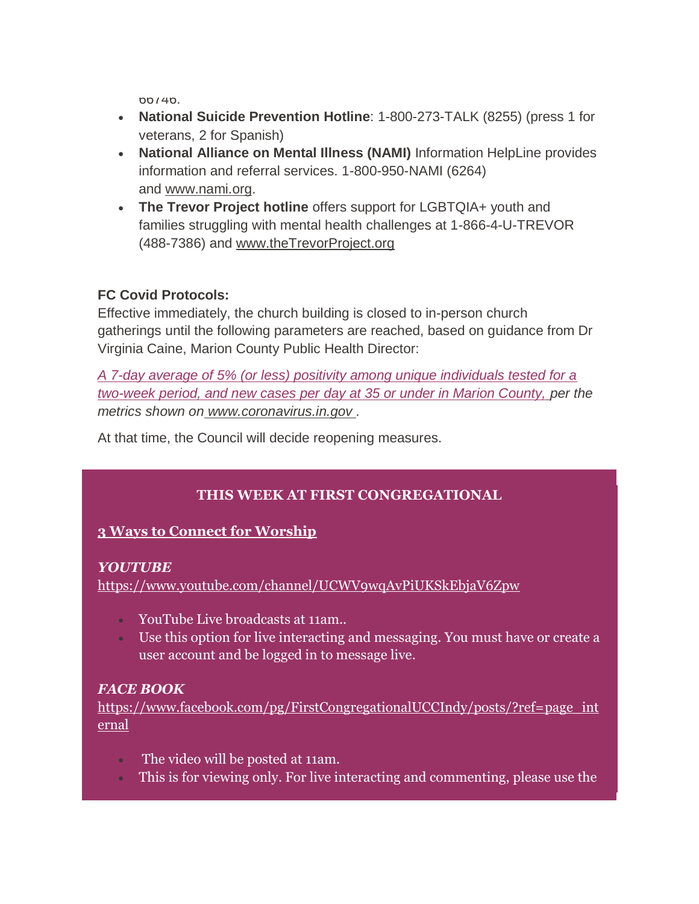66746.

- **National Suicide Prevention Hotline**: 1-800-273-TALK (8255) (press 1 for veterans, 2 for Spanish)
- **National Alliance on Mental Illness (NAMI)** Information HelpLine provides information and referral services. 1-800-950-NAMI (6264) and www.nami.org.
- **The Trevor Project hotline** offers support for LGBTQIA+ youth and families struggling with mental health challenges at 1-866-4-U-TREVOR (488-7386) and www.theTrevorProject.org

**FC Covid Protocols:**
Effective immediately, the church building is closed to in-person church gatherings until the following parameters are reached, based on guidance from Dr Virginia Caine, Marion County Public Health Director:

*A 7-day average of 5% (or less) positivity among unique individuals tested for a two-week period, and new cases per day at 35 or under in Marion County, per the metrics shown on www.coronavirus.in.gov .*

At that time, the Council will decide reopening measures.

**THIS WEEK AT FIRST CONGREGATIONAL**

**3 Ways to Connect for Worship**

***YOUTUBE***
https://www.youtube.com/channel/UCWV9wqAvPiUKSkEbjaV6Zpw

- YouTube Live broadcasts at 11am..
- Use this option for live interacting and messaging. You must have or create a user account and be logged in to message live.

***FACE BOOK***
https://www.facebook.com/pg/FirstCongregationalUCCIndy/posts/?ref=page_internal

- The video will be posted at 11am.
- This is for viewing only. For live interacting and commenting, please use the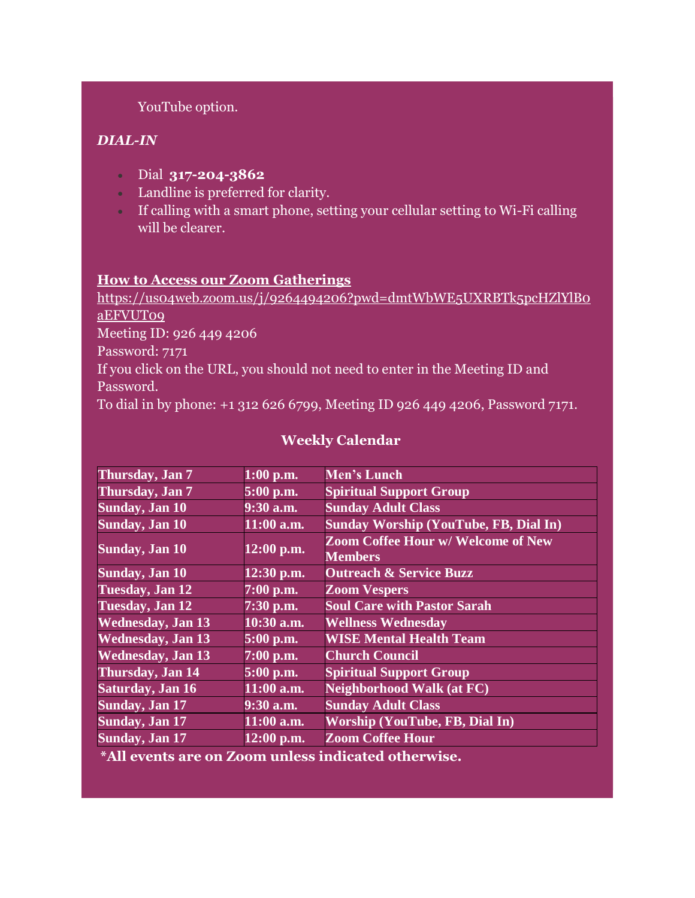YouTube option.

***DIAL-IN***

- Dial **317-204-3862**
- Landline is preferred for clarity.
- If calling with a smart phone, setting your cellular setting to Wi-Fi calling will be clearer.

**How to Access our Zoom Gatherings**

https://us04web.zoom.us/j/9264494206?pwd=dmtWbWE5UXRBTk5pcHZlYlB0aEFVUT09
Meeting ID: 926 449 4206
Password: 7171
If you click on the URL, you should not need to enter in the Meeting ID and Password.
To dial in by phone: +1 312 626 6799, Meeting ID 926 449 4206, Password 7171.

**Weekly Calendar**

| | | |
|---|---|---|
| **Thursday, Jan 7** | **1:00 p.m.** | **Men's Lunch** |
| **Thursday, Jan 7** | **5:00 p.m.** | **Spiritual Support Group** |
| **Sunday, Jan 10** | **9:30 a.m.** | **Sunday Adult Class** |
| **Sunday, Jan 10** | **11:00 a.m.** | **Sunday Worship (YouTube, FB, Dial In)** |
| **Sunday, Jan 10** | **12:00 p.m.** | **Zoom Coffee Hour w/ Welcome of New Members** |
| **Sunday, Jan 10** | **12:30 p.m.** | **Outreach & Service Buzz** |
| **Tuesday, Jan 12** | **7:00 p.m.** | **Zoom Vespers** |
| **Tuesday, Jan 12** | **7:30 p.m.** | **Soul Care with Pastor Sarah** |
| **Wednesday, Jan 13** | **10:30 a.m.** | **Wellness Wednesday** |
| **Wednesday, Jan 13** | **5:00 p.m.** | **WISE Mental Health Team** |
| **Wednesday, Jan 13** | **7:00 p.m.** | **Church Council** |
| **Thursday, Jan 14** | **5:00 p.m.** | **Spiritual Support Group** |
| **Saturday, Jan 16** | **11:00 a.m.** | **Neighborhood Walk (at FC)** |
| **Sunday, Jan 17** | **9:30 a.m.** | **Sunday Adult Class** |
| **Sunday, Jan 17** | **11:00 a.m.** | **Worship (YouTube, FB, Dial In)** |
| **Sunday, Jan 17** | **12:00 p.m.** | **Zoom Coffee Hour** |

**\*All events are on Zoom unless indicated otherwise.**